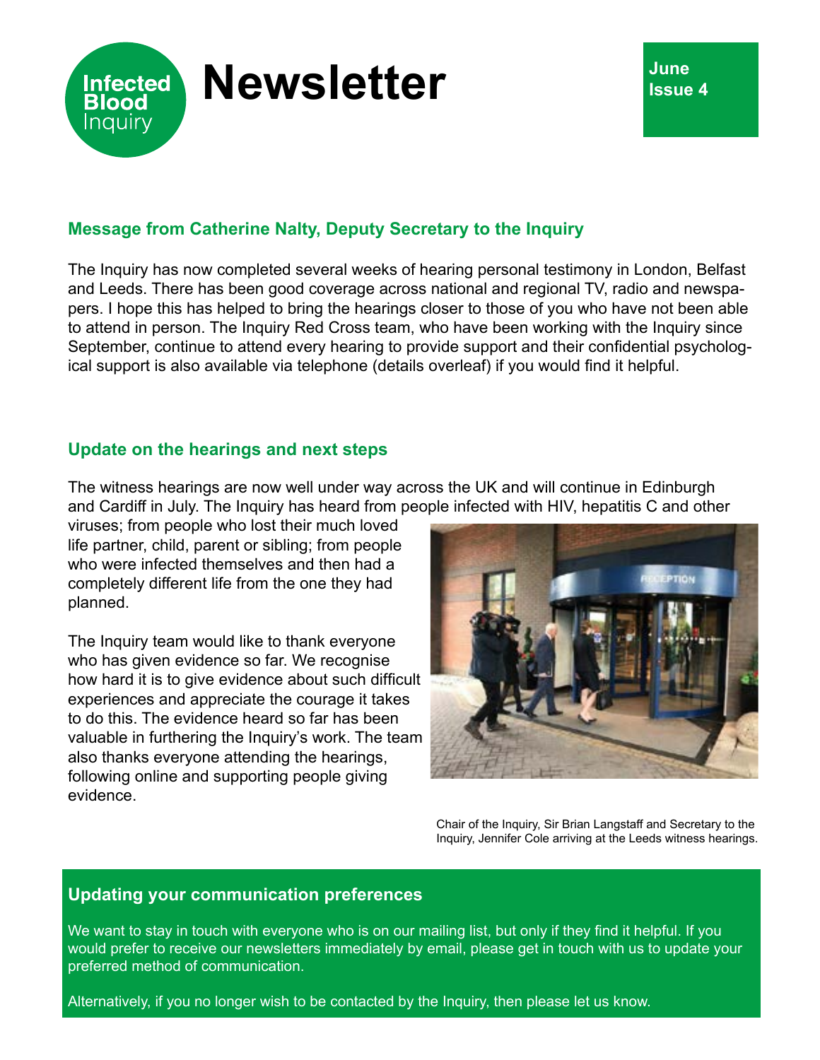# Infected Blood Inquiry Newsletter

**June**
**Issue 4**

## Message from Catherine Nalty, Deputy Secretary to the Inquiry

The Inquiry has now completed several weeks of hearing personal testimony in London, Belfast and Leeds. There has been good coverage across national and regional TV, radio and newspapers. I hope this has helped to bring the hearings closer to those of you who have not been able to attend in person. The Inquiry Red Cross team, who have been working with the Inquiry since September, continue to attend every hearing to provide support and their confidential psychological support is also available via telephone (details overleaf) if you would find it helpful.

## Update on the hearings and next steps

The witness hearings are now well under way across the UK and will continue in Edinburgh and Cardiff in July. The Inquiry has heard from people infected with HIV, hepatitis C and other viruses; from people who lost their much loved life partner, child, parent or sibling; from people who were infected themselves and then had a completely different life from the one they had planned.

The Inquiry team would like to thank everyone who has given evidence so far. We recognise how hard it is to give evidence about such difficult experiences and appreciate the courage it takes to do this. The evidence heard so far has been valuable in furthering the Inquiry's work. The team also thanks everyone attending the hearings, following online and supporting people giving evidence.

Chair of the Inquiry, Sir Brian Langstaff and Secretary to the Inquiry, Jennifer Cole arriving at the Leeds witness hearings.

## Updating your communication preferences

We want to stay in touch with everyone who is on our mailing list, but only if they find it helpful. If you would prefer to receive our newsletters immediately by email, please get in touch with us to update your preferred method of communication.

Alternatively, if you no longer wish to be contacted by the Inquiry, then please let us know.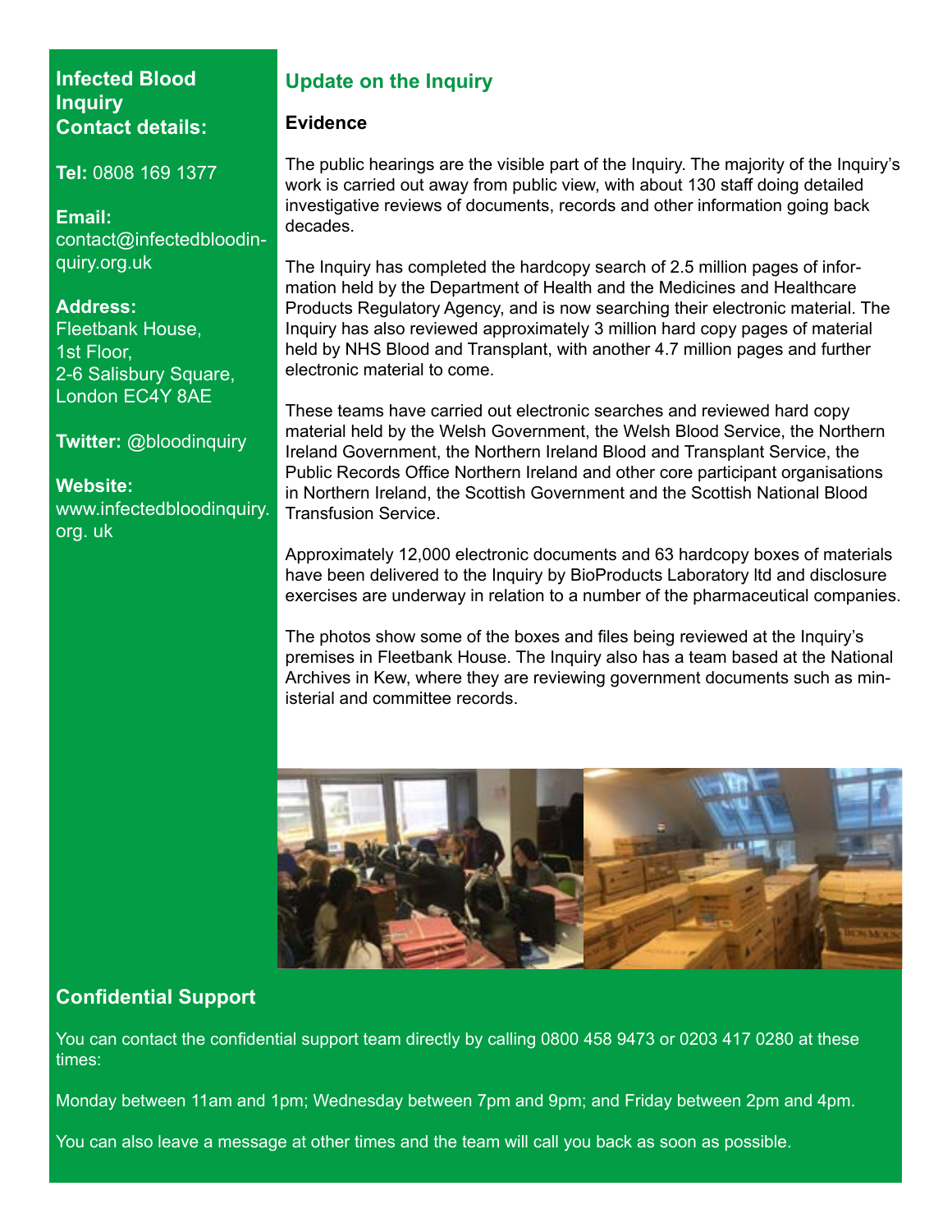**Infected Blood Inquiry Contact details:**

**Tel:** 0808 169 1377

**Email:**
contact@infectedbloodinquiry.org.uk

**Address:**
Fleetbank House,
1st Floor,
2-6 Salisbury Square,
London EC4Y 8AE

**Twitter:** @bloodinquiry

**Website:**
www.infectedbloodinquiry.org. uk

## Update on the Inquiry

### Evidence

The public hearings are the visible part of the Inquiry. The majority of the Inquiry's work is carried out away from public view, with about 130 staff doing detailed investigative reviews of documents, records and other information going back decades.

The Inquiry has completed the hardcopy search of 2.5 million pages of information held by the Department of Health and the Medicines and Healthcare Products Regulatory Agency, and is now searching their electronic material. The Inquiry has also reviewed approximately 3 million hard copy pages of material held by NHS Blood and Transplant, with another 4.7 million pages and further electronic material to come.

These teams have carried out electronic searches and reviewed hard copy material held by the Welsh Government, the Welsh Blood Service, the Northern Ireland Government, the Northern Ireland Blood and Transplant Service, the Public Records Office Northern Ireland and other core participant organisations in Northern Ireland, the Scottish Government and the Scottish National Blood Transfusion Service.

Approximately 12,000 electronic documents and 63 hardcopy boxes of materials have been delivered to the Inquiry by BioProducts Laboratory ltd and disclosure exercises are underway in relation to a number of the pharmaceutical companies.

The photos show some of the boxes and files being reviewed at the Inquiry's premises in Fleetbank House. The Inquiry also has a team based at the National Archives in Kew, where they are reviewing government documents such as ministerial and committee records.

## Confidential Support

You can contact the confidential support team directly by calling 0800 458 9473 or 0203 417 0280 at these times:

Monday between 11am and 1pm; Wednesday between 7pm and 9pm; and Friday between 2pm and 4pm.

You can also leave a message at other times and the team will call you back as soon as possible.